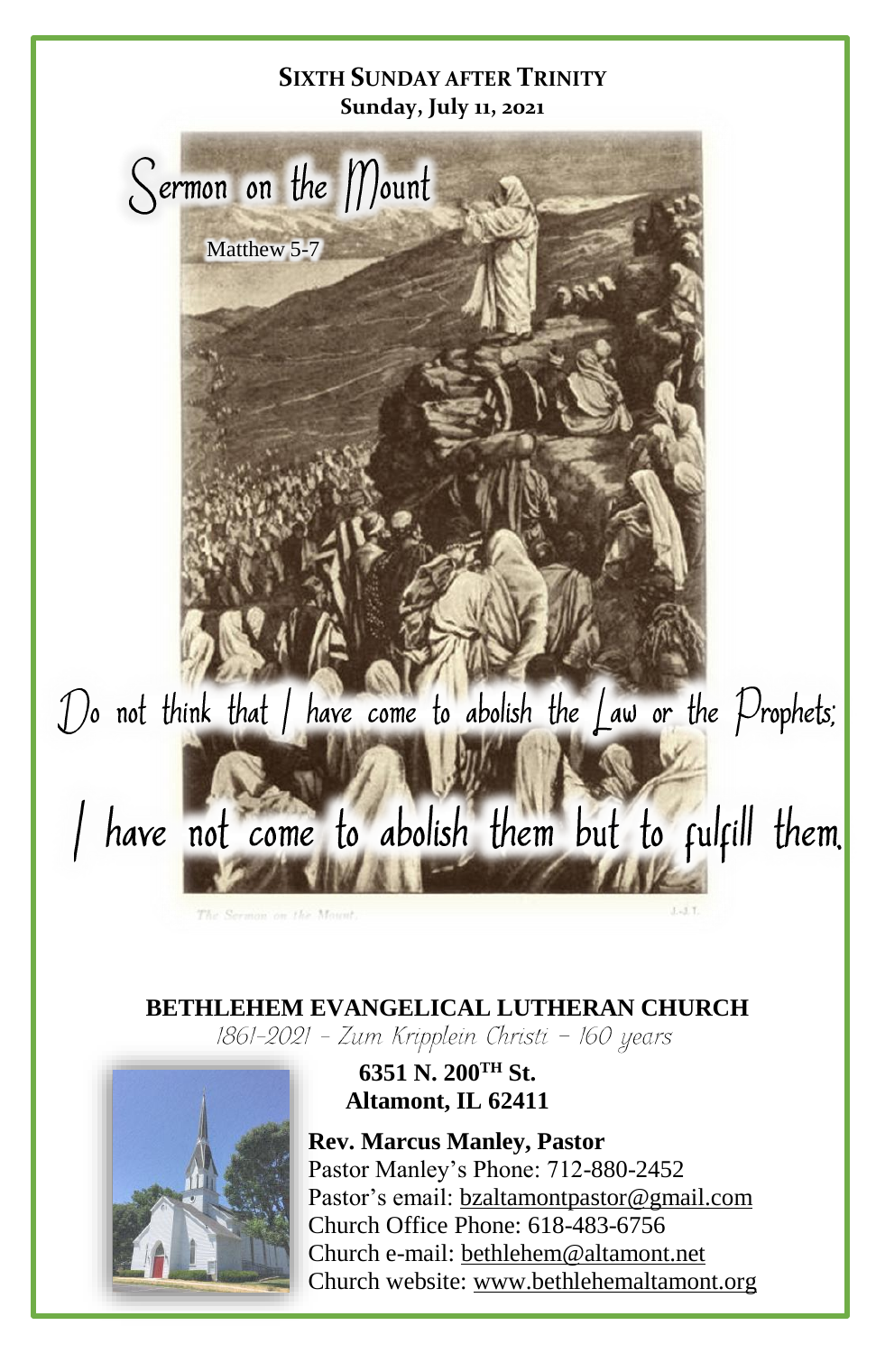**SIXTH SUNDAY AFTER TRINITY**
**Sunday, July 11, 2021**

# Sermon on the Mount

Matthew 5-7

Do not think that I have come to abolish the Law or the Prophets;

I have not come to abolish them but to fulfill them.

The Sermon on the Mount.

**BETHLEHEM EVANGELICAL LUTHERAN CHURCH**

*1861-2021 – Zum Kripplein Christi – 160 years*

**6351 N. 200TH St.**
**Altamont, IL 62411**

**Rev. Marcus Manley, Pastor**
Pastor Manley's Phone: 712-880-2452
Pastor's email: bzaltamontpastor@gmail.com
Church Office Phone: 618-483-6756
Church e-mail: bethlehem@altamont.net
Church website: www.bethlehemaltamont.org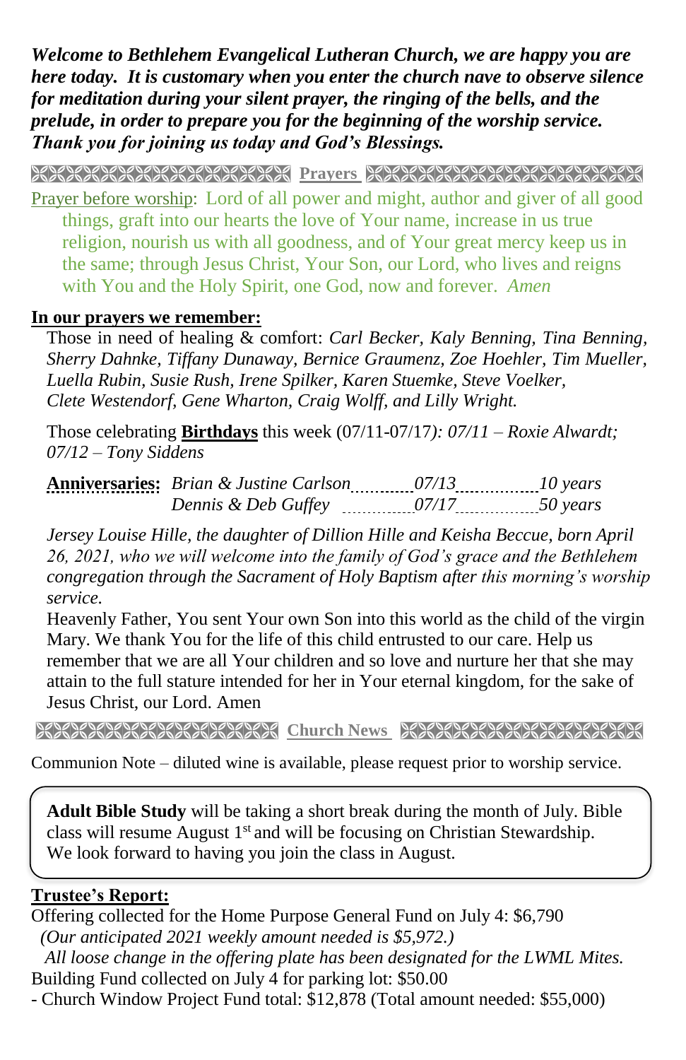***Welcome to Bethlehem Evangelical Lutheran Church, we are happy you are here today. It is customary when you enter the church nave to observe silence for meditation during your silent prayer, the ringing of the bells, and the prelude, in order to prepare you for the beginning of the worship service. Thank you for joining us today and God's Blessings.***

## Prayers

Prayer before worship: Lord of all power and might, author and giver of all good things, graft into our hearts the love of Your name, increase in us true religion, nourish us with all goodness, and of Your great mercy keep us in the same; through Jesus Christ, Your Son, our Lord, who lives and reigns with You and the Holy Spirit, one God, now and forever. *Amen*

**In our prayers we remember:**

Those in need of healing & comfort: *Carl Becker, Kaly Benning, Tina Benning, Sherry Dahnke, Tiffany Dunaway, Bernice Graumenz, Zoe Hoehler, Tim Mueller, Luella Rubin, Susie Rush, Irene Spilker, Karen Stuemke, Steve Voelker, Clete Westendorf, Gene Wharton, Craig Wolff, and Lilly Wright.*

Those celebrating **Birthdays** this week (07/11-07/17*): 07/11 – Roxie Alwardt; 07/12 – Tony Siddens*

**Anniversaries:** *Brian & Justine Carlson* ........ *07/13* ........ *10 years*
*Dennis & Deb Guffey* ........ *07/17* ........ *50 years*

*Jersey Louise Hille, the daughter of Dillion Hille and Keisha Beccue, born April 26, 2021, who we will welcome into the family of God's grace and the Bethlehem congregation through the Sacrament of Holy Baptism after this morning's worship service.*

Heavenly Father, You sent Your own Son into this world as the child of the virgin Mary. We thank You for the life of this child entrusted to our care. Help us remember that we are all Your children and so love and nurture her that she may attain to the full stature intended for her in Your eternal kingdom, for the sake of Jesus Christ, our Lord. Amen

## Church News

Communion Note – diluted wine is available, please request prior to worship service.

**Adult Bible Study** will be taking a short break during the month of July. Bible class will resume August 1st and will be focusing on Christian Stewardship. We look forward to having you join the class in August.

**Trustee's Report:**

Offering collected for the Home Purpose General Fund on July 4: $6,790
*(Our anticipated 2021 weekly amount needed is $5,972.)*
*All loose change in the offering plate has been designated for the LWML Mites.*
Building Fund collected on July 4 for parking lot: $50.00
- Church Window Project Fund total: $12,878 (Total amount needed: $55,000)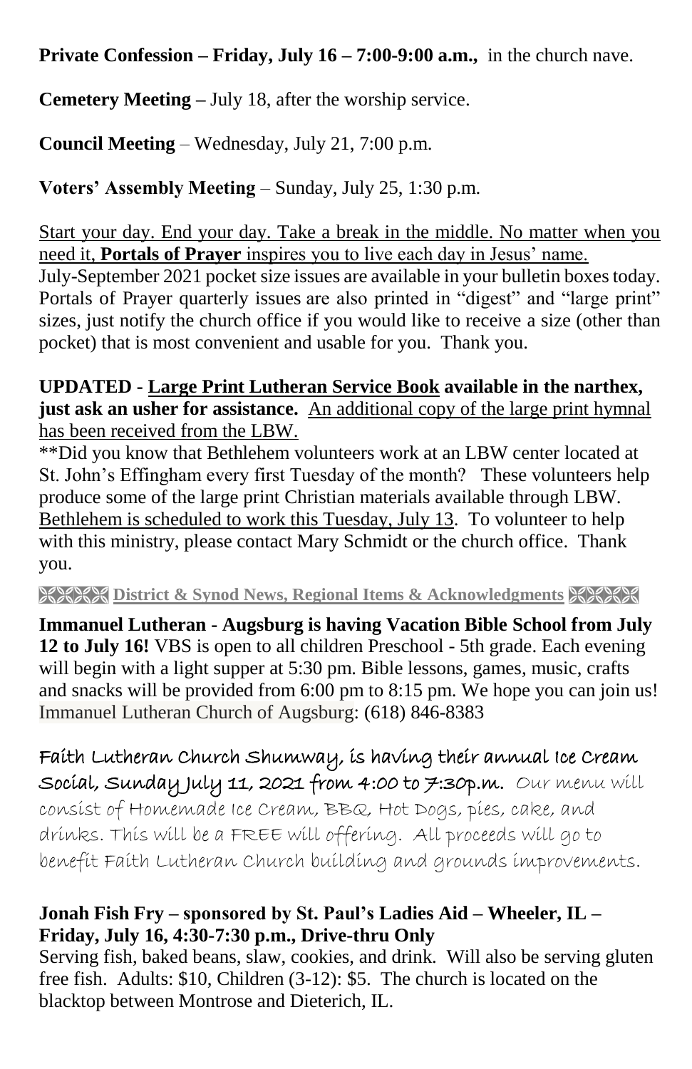**Private Confession – Friday, July 16 – 7:00-9:00 a.m.,** in the church nave.

**Cemetery Meeting –** July 18, after the worship service.

**Council Meeting** – Wednesday, July 21, 7:00 p.m.

**Voters' Assembly Meeting** – Sunday, July 25, 1:30 p.m.

Start your day. End your day. Take a break in the middle. No matter when you need it, **Portals of Prayer** inspires you to live each day in Jesus' name. July-September 2021 pocket size issues are available in your bulletin boxes today. Portals of Prayer quarterly issues are also printed in "digest" and "large print" sizes, just notify the church office if you would like to receive a size (other than pocket) that is most convenient and usable for you. Thank you.

**UPDATED - Large Print Lutheran Service Book available in the narthex, just ask an usher for assistance.** An additional copy of the large print hymnal has been received from the LBW.

**Did you know that Bethlehem volunteers work at an LBW center located at St. John's Effingham every first Tuesday of the month? These volunteers help produce some of the large print Christian materials available through LBW. Bethlehem is scheduled to work this Tuesday, July 13. To volunteer to help with this ministry, please contact Mary Schmidt or the church office. Thank you.

**District & Synod News, Regional Items & Acknowledgments**

**Immanuel Lutheran - Augsburg is having Vacation Bible School from July 12 to July 16!** VBS is open to all children Preschool - 5th grade. Each evening will begin with a light supper at 5:30 pm. Bible lessons, games, music, crafts and snacks will be provided from 6:00 pm to 8:15 pm. We hope you can join us! Immanuel Lutheran Church of Augsburg: (618) 846-8383

**Faith Lutheran Church Shumway, is having their annual Ice Cream Social, Sunday July 11, 2021 from 4:00 to 7:30p.m.** Our menu will consist of Homemade Ice Cream, BBQ, Hot Dogs, pies, cake, and drinks. This will be a FREE will offering. All proceeds will go to benefit Faith Lutheran Church building and grounds improvements.

**Jonah Fish Fry – sponsored by St. Paul's Ladies Aid – Wheeler, IL – Friday, July 16, 4:30-7:30 p.m., Drive-thru Only**
Serving fish, baked beans, slaw, cookies, and drink. Will also be serving gluten free fish. Adults: $10, Children (3-12): $5. The church is located on the blacktop between Montrose and Dieterich, IL.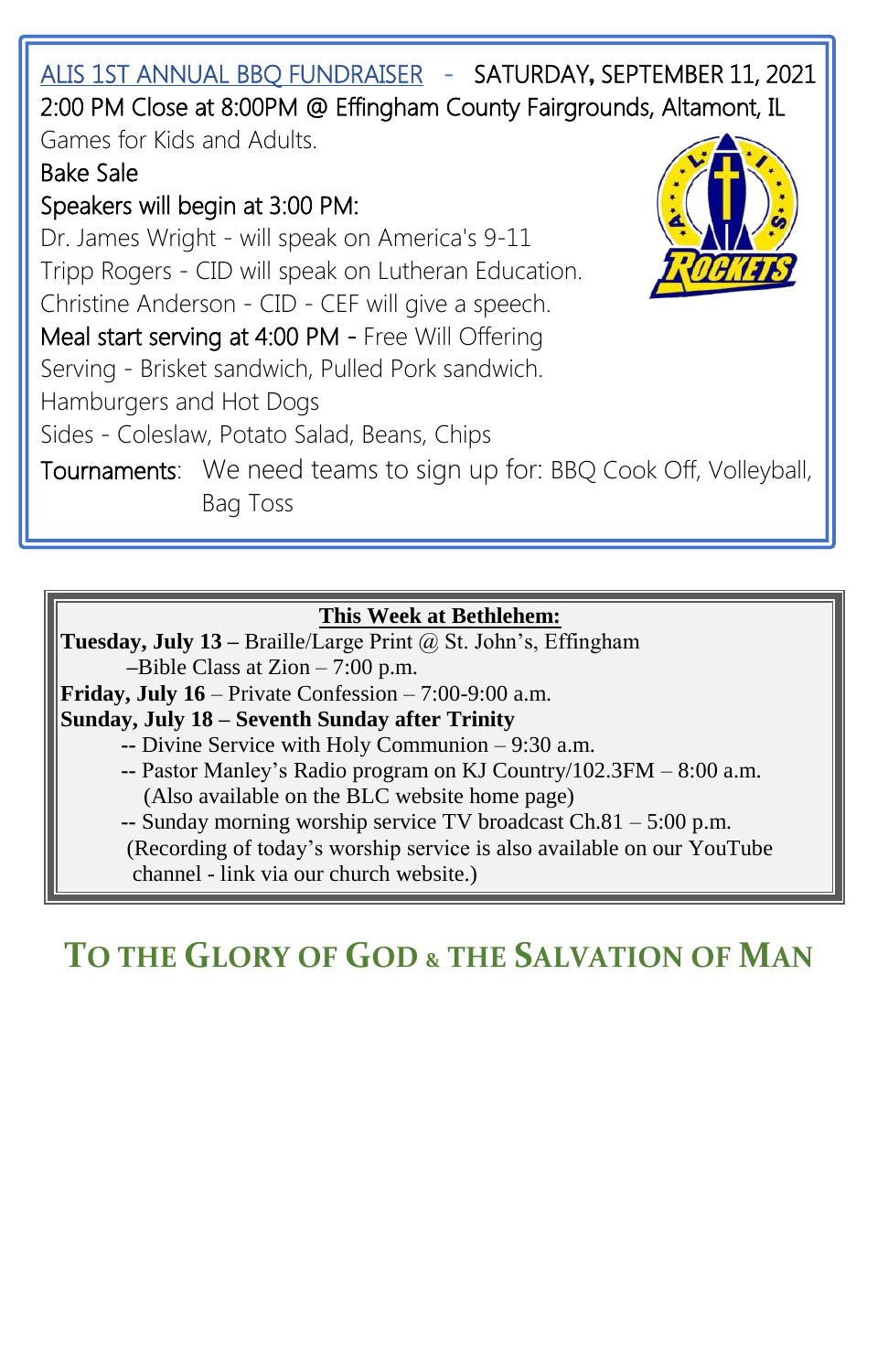ALIS 1ST ANNUAL BBQ FUNDRAISER - SATURDAY, SEPTEMBER 11, 2021

2:00 PM Close at 8:00PM @ Effingham County Fairgrounds, Altamont, IL

Games for Kids and Adults.

Bake Sale

Speakers will begin at 3:00 PM:

Dr. James Wright - will speak on America's 9-11

Tripp Rogers - CID will speak on Lutheran Education.

Christine Anderson - CID - CEF will give a speech.

Meal start serving at 4:00 PM - Free Will Offering

Serving - Brisket sandwich, Pulled Pork sandwich.

Hamburgers and Hot Dogs

Sides - Coleslaw, Potato Salad, Beans, Chips

Tournaments: We need teams to sign up for: BBQ Cook Off, Volleyball, Bag Toss

**This Week at Bethlehem:**

**Tuesday, July 13 –** Braille/Large Print @ St. John's, Effingham

–Bible Class at Zion – 7:00 p.m.

**Friday, July 16** – Private Confession – 7:00-9:00 a.m.

**Sunday, July 18 – Seventh Sunday after Trinity**

-- Divine Service with Holy Communion – 9:30 a.m.

-- Pastor Manley's Radio program on KJ Country/102.3FM – 8:00 a.m. (Also available on the BLC website home page)

-- Sunday morning worship service TV broadcast Ch.81 – 5:00 p.m. (Recording of today's worship service is also available on our YouTube channel - link via our church website.)

## TO THE GLORY OF GOD & THE SALVATION OF MAN